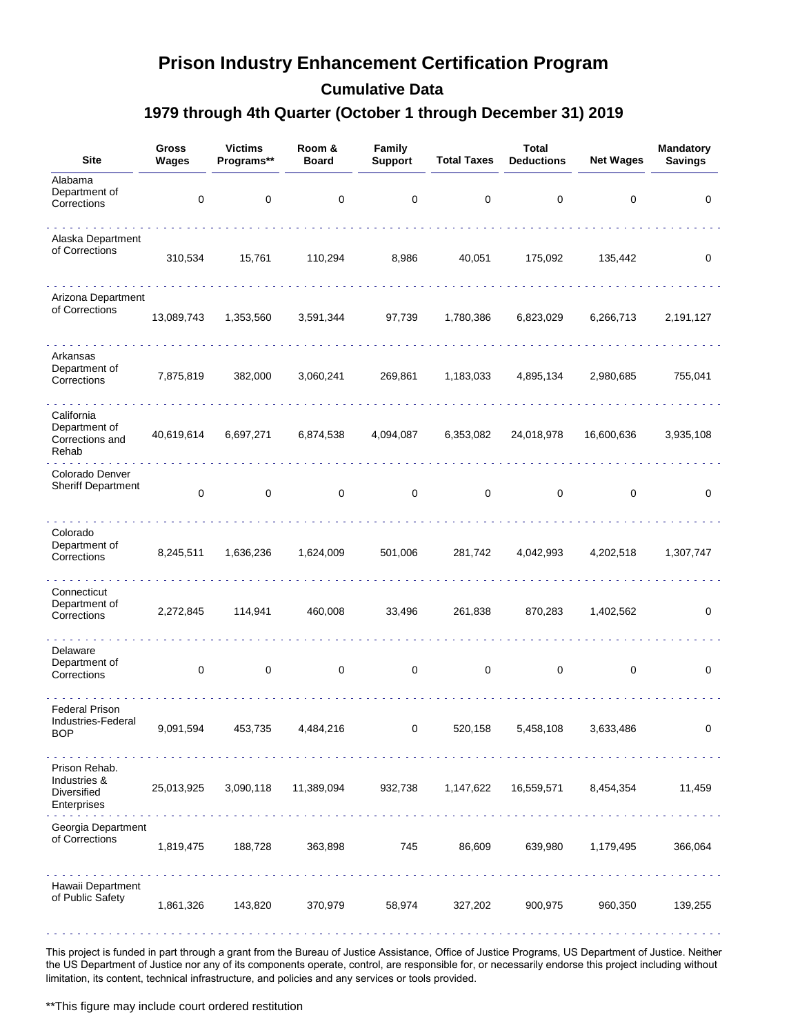# Prison Industry Enhancement Certification Program

## Cumulative Data

### 1979 through 4th Quarter (October 1 through December 31) 2019

| Site | Gross Wages | Victims Programs** | Room & Board | Family Support | Total Taxes | Total Deductions | Net Wages | Mandatory Savings |
|---|---|---|---|---|---|---|---|---|
| Alabama Department of Corrections | 0 | 0 | 0 | 0 | 0 | 0 | 0 | 0 |
| Alaska Department of Corrections | 310,534 | 15,761 | 110,294 | 8,986 | 40,051 | 175,092 | 135,442 | 0 |
| Arizona Department of Corrections | 13,089,743 | 1,353,560 | 3,591,344 | 97,739 | 1,780,386 | 6,823,029 | 6,266,713 | 2,191,127 |
| Arkansas Department of Corrections | 7,875,819 | 382,000 | 3,060,241 | 269,861 | 1,183,033 | 4,895,134 | 2,980,685 | 755,041 |
| California Department of Corrections and Rehab | 40,619,614 | 6,697,271 | 6,874,538 | 4,094,087 | 6,353,082 | 24,018,978 | 16,600,636 | 3,935,108 |
| Colorado Denver Sheriff Department | 0 | 0 | 0 | 0 | 0 | 0 | 0 | 0 |
| Colorado Department of Corrections | 8,245,511 | 1,636,236 | 1,624,009 | 501,006 | 281,742 | 4,042,993 | 4,202,518 | 1,307,747 |
| Connecticut Department of Corrections | 2,272,845 | 114,941 | 460,008 | 33,496 | 261,838 | 870,283 | 1,402,562 | 0 |
| Delaware Department of Corrections | 0 | 0 | 0 | 0 | 0 | 0 | 0 | 0 |
| Federal Prison Industries-Federal BOP | 9,091,594 | 453,735 | 4,484,216 | 0 | 520,158 | 5,458,108 | 3,633,486 | 0 |
| Prison Rehab. Industries & Diversified Enterprises | 25,013,925 | 3,090,118 | 11,389,094 | 932,738 | 1,147,622 | 16,559,571 | 8,454,354 | 11,459 |
| Georgia Department of Corrections | 1,819,475 | 188,728 | 363,898 | 745 | 86,609 | 639,980 | 1,179,495 | 366,064 |
| Hawaii Department of Public Safety | 1,861,326 | 143,820 | 370,979 | 58,974 | 327,202 | 900,975 | 960,350 | 139,255 |

This project is funded in part through a grant from the Bureau of Justice Assistance, Office of Justice Programs, US Department of Justice. Neither the US Department of Justice nor any of its components operate, control, are responsible for, or necessarily endorse this project including without limitation, its content, technical infrastructure, and policies and any services or tools provided.

**This figure may include court ordered restitution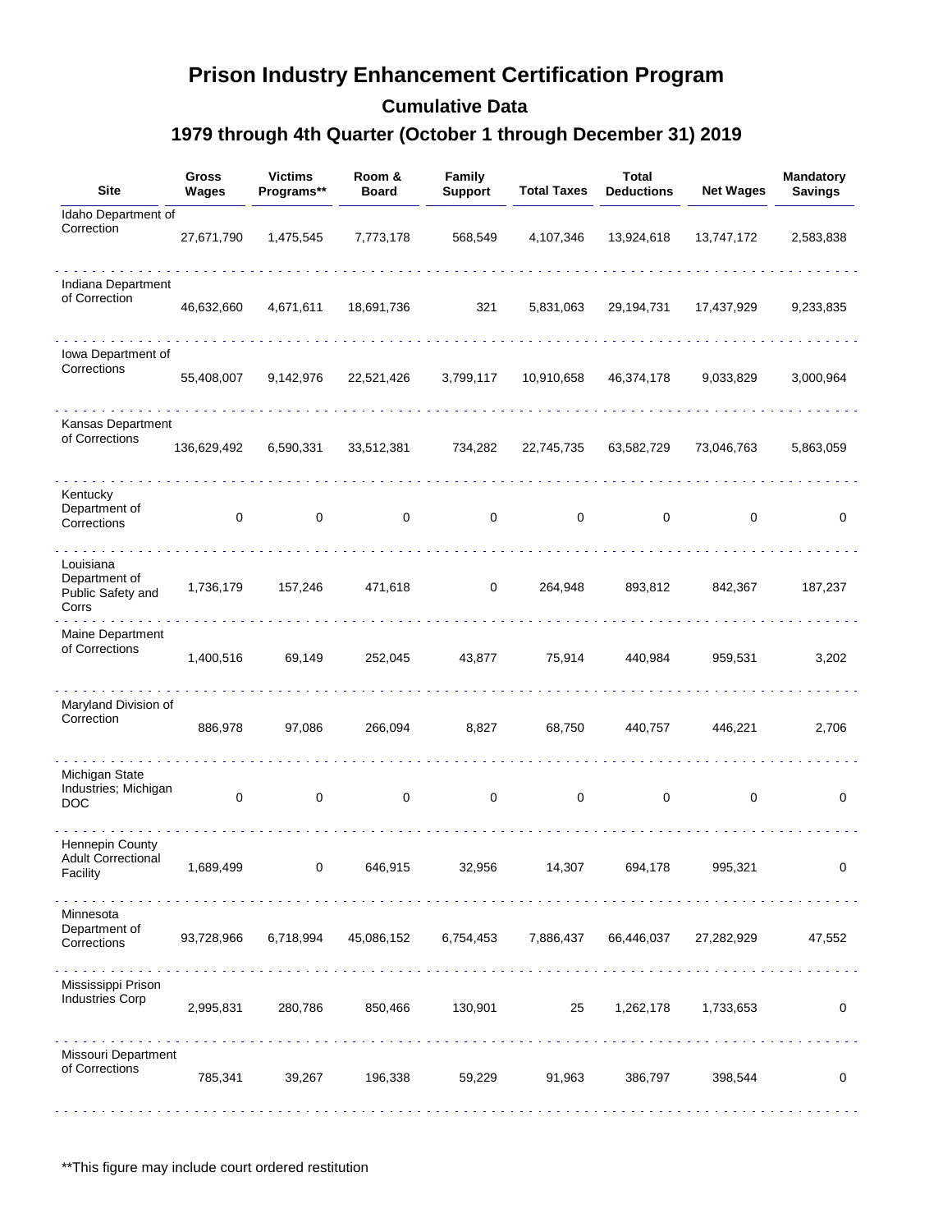# Prison Industry Enhancement Certification Program

## Cumulative Data

## 1979 through 4th Quarter (October 1 through December 31) 2019

| Site | Gross Wages | Victims Programs** | Room & Board | Family Support | Total Taxes | Total Deductions | Net Wages | Mandatory Savings |
|---|---|---|---|---|---|---|---|---|
| Idaho Department of Correction | 27,671,790 | 1,475,545 | 7,773,178 | 568,549 | 4,107,346 | 13,924,618 | 13,747,172 | 2,583,838 |
| Indiana Department of Correction | 46,632,660 | 4,671,611 | 18,691,736 | 321 | 5,831,063 | 29,194,731 | 17,437,929 | 9,233,835 |
| Iowa Department of Corrections | 55,408,007 | 9,142,976 | 22,521,426 | 3,799,117 | 10,910,658 | 46,374,178 | 9,033,829 | 3,000,964 |
| Kansas Department of Corrections | 136,629,492 | 6,590,331 | 33,512,381 | 734,282 | 22,745,735 | 63,582,729 | 73,046,763 | 5,863,059 |
| Kentucky Department of Corrections | 0 | 0 | 0 | 0 | 0 | 0 | 0 | 0 |
| Louisiana Department of Public Safety and Corrs | 1,736,179 | 157,246 | 471,618 | 0 | 264,948 | 893,812 | 842,367 | 187,237 |
| Maine Department of Corrections | 1,400,516 | 69,149 | 252,045 | 43,877 | 75,914 | 440,984 | 959,531 | 3,202 |
| Maryland Division of Correction | 886,978 | 97,086 | 266,094 | 8,827 | 68,750 | 440,757 | 446,221 | 2,706 |
| Michigan State Industries; Michigan DOC | 0 | 0 | 0 | 0 | 0 | 0 | 0 | 0 |
| Hennepin County Adult Correctional Facility | 1,689,499 | 0 | 646,915 | 32,956 | 14,307 | 694,178 | 995,321 | 0 |
| Minnesota Department of Corrections | 93,728,966 | 6,718,994 | 45,086,152 | 6,754,453 | 7,886,437 | 66,446,037 | 27,282,929 | 47,552 |
| Mississippi Prison Industries Corp | 2,995,831 | 280,786 | 850,466 | 130,901 | 25 | 1,262,178 | 1,733,653 | 0 |
| Missouri Department of Corrections | 785,341 | 39,267 | 196,338 | 59,229 | 91,963 | 386,797 | 398,544 | 0 |

**This figure may include court ordered restitution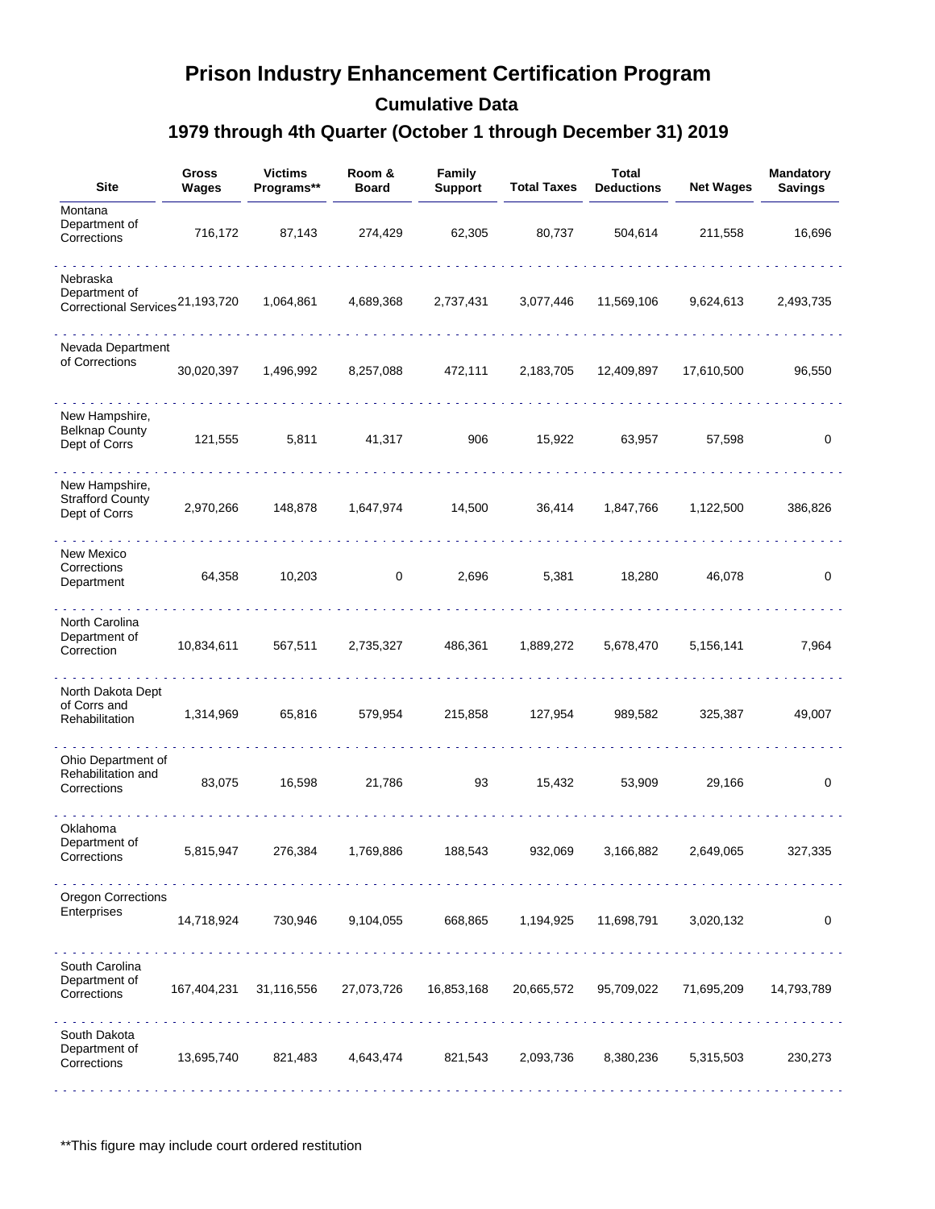# Prison Industry Enhancement Certification Program

## Cumulative Data

## 1979 through 4th Quarter (October 1 through December 31) 2019

| Site | Gross Wages | Victims Programs** | Room & Board | Family Support | Total Taxes | Total Deductions | Net Wages | Mandatory Savings |
|---|---|---|---|---|---|---|---|---|
| Montana Department of Corrections | 716,172 | 87,143 | 274,429 | 62,305 | 80,737 | 504,614 | 211,558 | 16,696 |
| Nebraska Department of Correctional Services | 21,193,720 | 1,064,861 | 4,689,368 | 2,737,431 | 3,077,446 | 11,569,106 | 9,624,613 | 2,493,735 |
| Nevada Department of Corrections | 30,020,397 | 1,496,992 | 8,257,088 | 472,111 | 2,183,705 | 12,409,897 | 17,610,500 | 96,550 |
| New Hampshire, Belknap County Dept of Corrs | 121,555 | 5,811 | 41,317 | 906 | 15,922 | 63,957 | 57,598 | 0 |
| New Hampshire, Strafford County Dept of Corrs | 2,970,266 | 148,878 | 1,647,974 | 14,500 | 36,414 | 1,847,766 | 1,122,500 | 386,826 |
| New Mexico Corrections Department | 64,358 | 10,203 | 0 | 2,696 | 5,381 | 18,280 | 46,078 | 0 |
| North Carolina Department of Correction | 10,834,611 | 567,511 | 2,735,327 | 486,361 | 1,889,272 | 5,678,470 | 5,156,141 | 7,964 |
| North Dakota Dept of Corrs and Rehabilitation | 1,314,969 | 65,816 | 579,954 | 215,858 | 127,954 | 989,582 | 325,387 | 49,007 |
| Ohio Department of Rehabilitation and Corrections | 83,075 | 16,598 | 21,786 | 93 | 15,432 | 53,909 | 29,166 | 0 |
| Oklahoma Department of Corrections | 5,815,947 | 276,384 | 1,769,886 | 188,543 | 932,069 | 3,166,882 | 2,649,065 | 327,335 |
| Oregon Corrections Enterprises | 14,718,924 | 730,946 | 9,104,055 | 668,865 | 1,194,925 | 11,698,791 | 3,020,132 | 0 |
| South Carolina Department of Corrections | 167,404,231 | 31,116,556 | 27,073,726 | 16,853,168 | 20,665,572 | 95,709,022 | 71,695,209 | 14,793,789 |
| South Dakota Department of Corrections | 13,695,740 | 821,483 | 4,643,474 | 821,543 | 2,093,736 | 8,380,236 | 5,315,503 | 230,273 |

**This figure may include court ordered restitution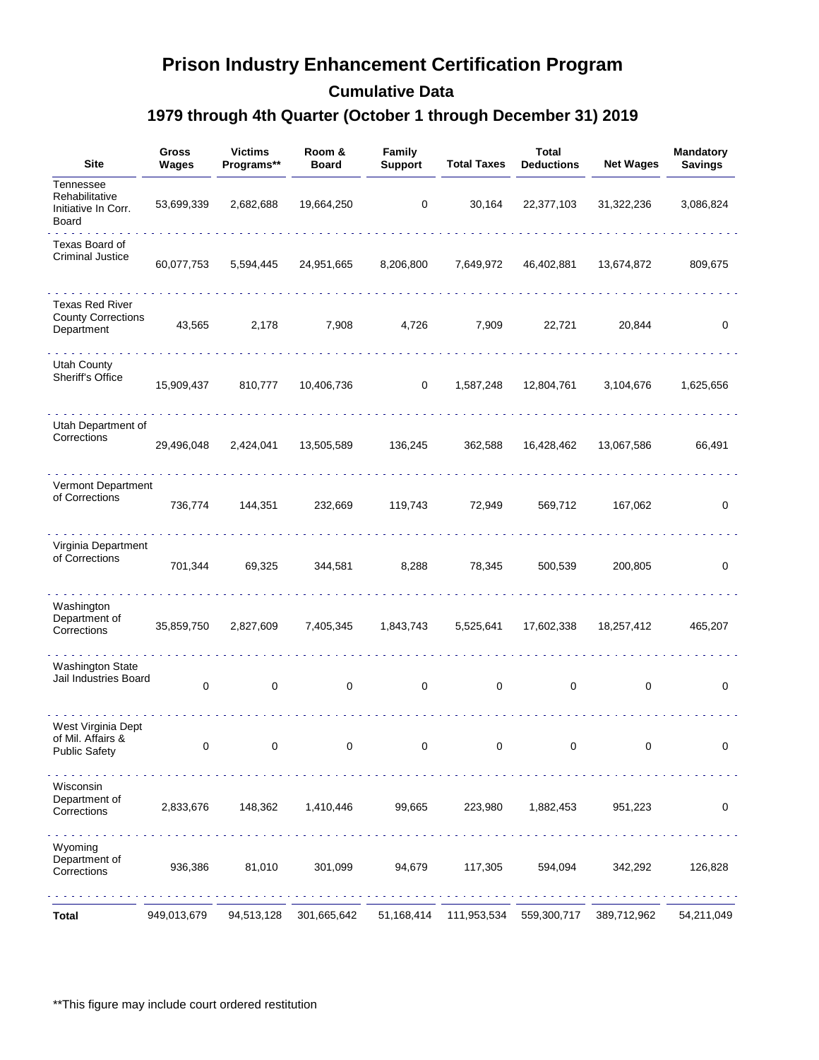# Prison Industry Enhancement Certification Program

## Cumulative Data

## 1979 through 4th Quarter (October 1 through December 31) 2019

| Site | Gross Wages | Victims Programs** | Room & Board | Family Support | Total Taxes | Total Deductions | Net Wages | Mandatory Savings |
|---|---|---|---|---|---|---|---|---|
| Tennessee Rehabilitative Initiative In Corr. Board | 53,699,339 | 2,682,688 | 19,664,250 | 0 | 30,164 | 22,377,103 | 31,322,236 | 3,086,824 |
| Texas Board of Criminal Justice | 60,077,753 | 5,594,445 | 24,951,665 | 8,206,800 | 7,649,972 | 46,402,881 | 13,674,872 | 809,675 |
| Texas Red River County Corrections Department | 43,565 | 2,178 | 7,908 | 4,726 | 7,909 | 22,721 | 20,844 | 0 |
| Utah County Sheriff's Office | 15,909,437 | 810,777 | 10,406,736 | 0 | 1,587,248 | 12,804,761 | 3,104,676 | 1,625,656 |
| Utah Department of Corrections | 29,496,048 | 2,424,041 | 13,505,589 | 136,245 | 362,588 | 16,428,462 | 13,067,586 | 66,491 |
| Vermont Department of Corrections | 736,774 | 144,351 | 232,669 | 119,743 | 72,949 | 569,712 | 167,062 | 0 |
| Virginia Department of Corrections | 701,344 | 69,325 | 344,581 | 8,288 | 78,345 | 500,539 | 200,805 | 0 |
| Washington Department of Corrections | 35,859,750 | 2,827,609 | 7,405,345 | 1,843,743 | 5,525,641 | 17,602,338 | 18,257,412 | 465,207 |
| Washington State Jail Industries Board | 0 | 0 | 0 | 0 | 0 | 0 | 0 | 0 |
| West Virginia Dept of Mil. Affairs & Public Safety | 0 | 0 | 0 | 0 | 0 | 0 | 0 | 0 |
| Wisconsin Department of Corrections | 2,833,676 | 148,362 | 1,410,446 | 99,665 | 223,980 | 1,882,453 | 951,223 | 0 |
| Wyoming Department of Corrections | 936,386 | 81,010 | 301,099 | 94,679 | 117,305 | 594,094 | 342,292 | 126,828 |
| **Total** | 949,013,679 | 94,513,128 | 301,665,642 | 51,168,414 | 111,953,534 | 559,300,717 | 389,712,962 | 54,211,049 |

**This figure may include court ordered restitution